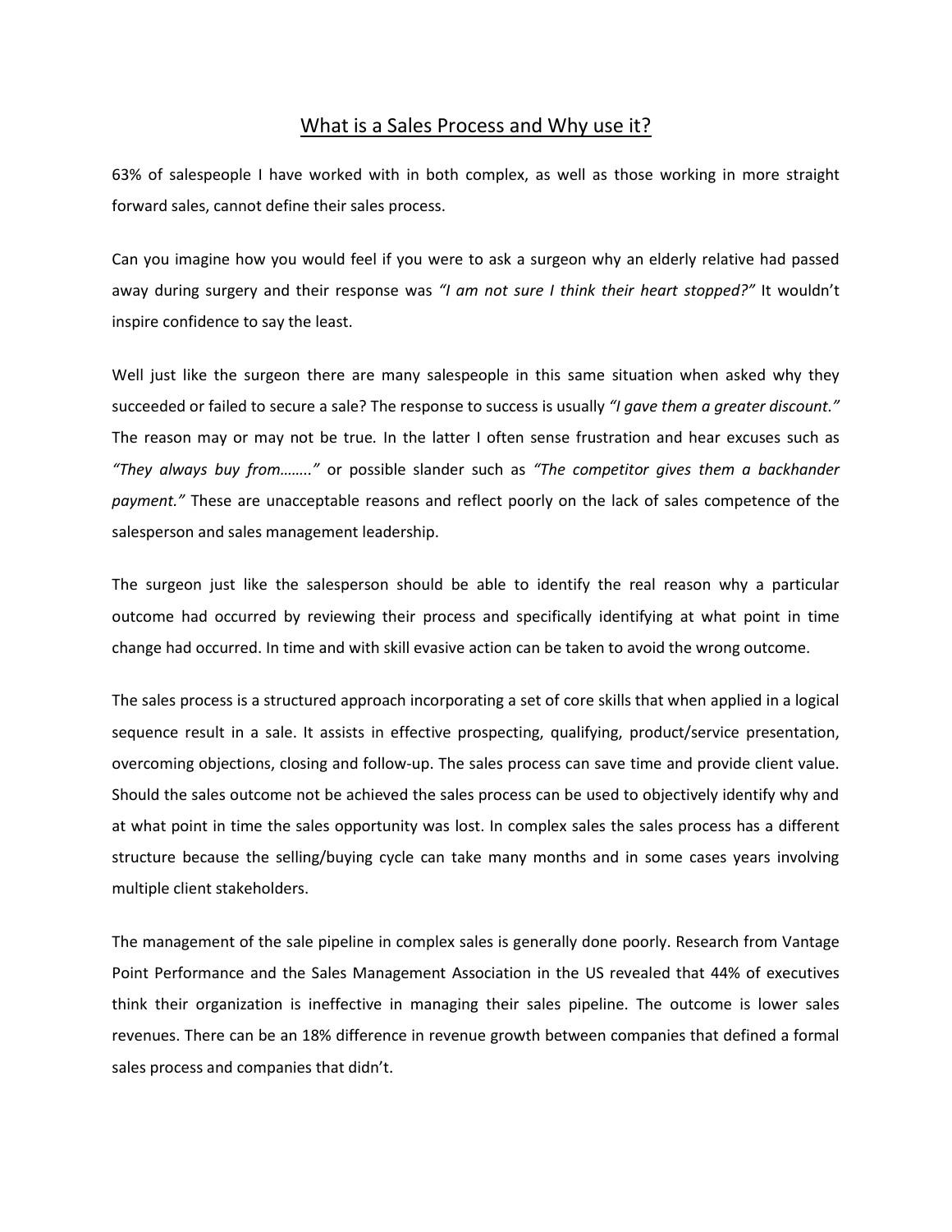# What is a Sales Process and Why use it?

63% of salespeople I have worked with in both complex, as well as those working in more straight forward sales, cannot define their sales process.

Can you imagine how you would feel if you were to ask a surgeon why an elderly relative had passed away during surgery and their response was *"I am not sure I think their heart stopped?"* It wouldn't inspire confidence to say the least.

Well just like the surgeon there are many salespeople in this same situation when asked why they succeeded or failed to secure a sale? The response to success is usually *"I gave them a greater discount."* The reason may or may not be true. In the latter I often sense frustration and hear excuses such as *"They always buy from…….."* or possible slander such as *"The competitor gives them a backhander payment."* These are unacceptable reasons and reflect poorly on the lack of sales competence of the salesperson and sales management leadership.

The surgeon just like the salesperson should be able to identify the real reason why a particular outcome had occurred by reviewing their process and specifically identifying at what point in time change had occurred. In time and with skill evasive action can be taken to avoid the wrong outcome.

The sales process is a structured approach incorporating a set of core skills that when applied in a logical sequence result in a sale. It assists in effective prospecting, qualifying, product/service presentation, overcoming objections, closing and follow-up. The sales process can save time and provide client value. Should the sales outcome not be achieved the sales process can be used to objectively identify why and at what point in time the sales opportunity was lost. In complex sales the sales process has a different structure because the selling/buying cycle can take many months and in some cases years involving multiple client stakeholders.

The management of the sale pipeline in complex sales is generally done poorly. Research from Vantage Point Performance and the Sales Management Association in the US revealed that 44% of executives think their organization is ineffective in managing their sales pipeline. The outcome is lower sales revenues. There can be an 18% difference in revenue growth between companies that defined a formal sales process and companies that didn't.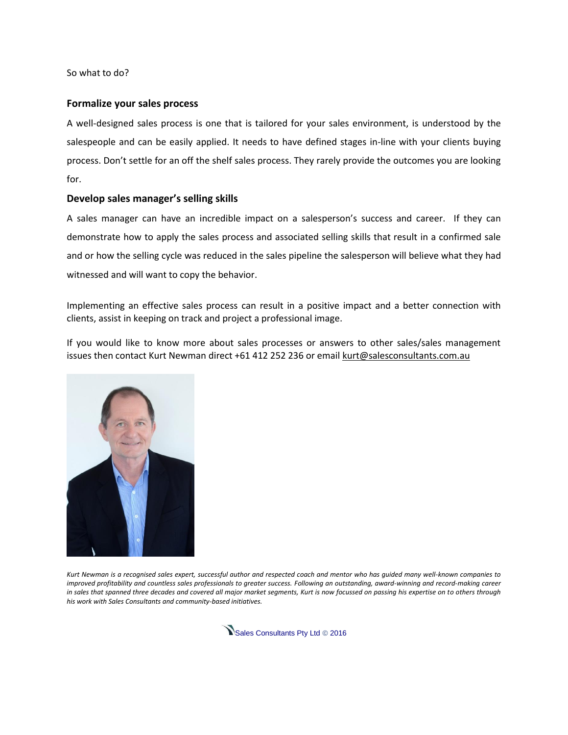So what to do?

## Formalize your sales process

A well-designed sales process is one that is tailored for your sales environment, is understood by the salespeople and can be easily applied. It needs to have defined stages in-line with your clients buying process. Don't settle for an off the shelf sales process. They rarely provide the outcomes you are looking for.

## Develop sales manager's selling skills

A sales manager can have an incredible impact on a salesperson's success and career. If they can demonstrate how to apply the sales process and associated selling skills that result in a confirmed sale and or how the selling cycle was reduced in the sales pipeline the salesperson will believe what they had witnessed and will want to copy the behavior.

Implementing an effective sales process can result in a positive impact and a better connection with clients, assist in keeping on track and project a professional image.

If you would like to know more about sales processes or answers to other sales/sales management issues then contact Kurt Newman direct +61 412 252 236 or email kurt@salesconsultants.com.au

*Kurt Newman is a recognised sales expert, successful author and respected coach and mentor who has guided many well-known companies to improved profitability and countless sales professionals to greater success. Following an outstanding, award-winning and record-making career in sales that spanned three decades and covered all major market segments, Kurt is now focussed on passing his expertise on to others through his work with Sales Consultants and community-based initiatives.*

Sales Consultants Pty Ltd © 2016